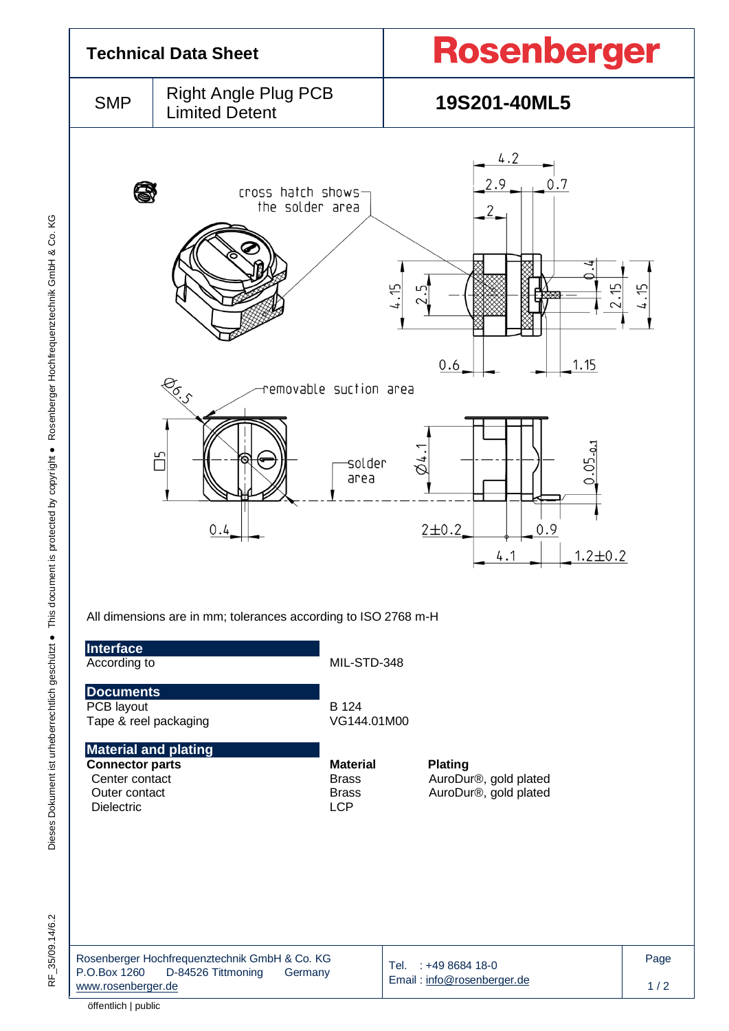# Technical Data Sheet

**Rosenberger**

| SMP | Right Angle Plug PCB Limited Detent | **19S201-40ML5** |
|---|---|---|

cross hatch shows the solder area

removable suction area

solder area

All dimensions are in mm; tolerances according to ISO 2768 m-H

## Interface

| | |
|---|---|
| According to | MIL-STD-348 |

## Documents

| | |
|---|---|
| PCB layout | B 124 |
| Tape & reel packaging | VG144.01M00 |

## Material and plating

| **Connector parts** | **Material** | **Plating** |
|---|---|---|
| Center contact | Brass | AuroDur®, gold plated |
| Outer contact | Brass | AuroDur®, gold plated |
| Dielectric | LCP | |

Rosenberger Hochfrequenztechnik GmbH & Co. KG
P.O.Box 1260 D-84526 Tittmoning Germany
www.rosenberger.de

Tel. : +49 8684 18-0
Email : info@rosenberger.de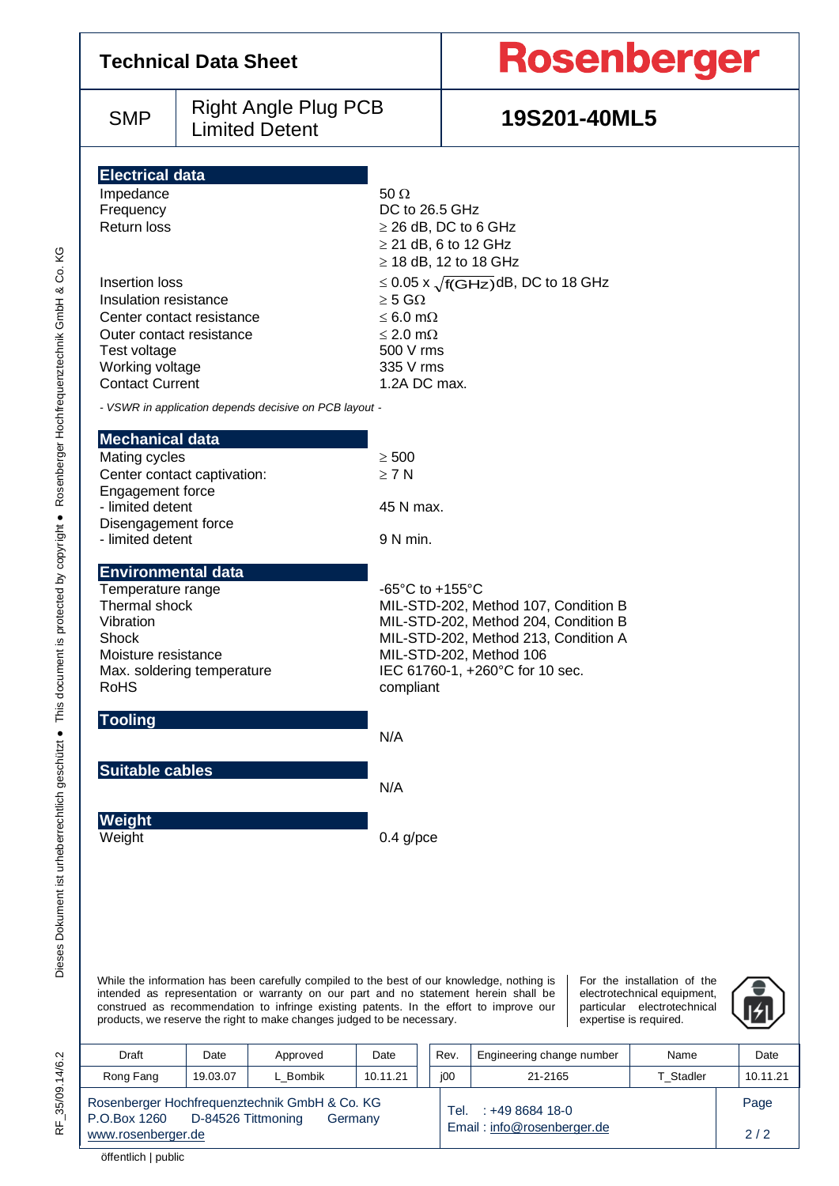# Technical Data Sheet

**Rosenberger**

| | | |
|---|---|---|
| SMP | Right Angle Plug PCB Limited Detent | **19S201-40ML5** |

## Electrical data

| | |
|---|---|
| Impedance | 50 Ω |
| Frequency | DC to 26.5 GHz |
| Return loss | ≥ 26 dB, DC to 6 GHz |
| | ≥ 21 dB, 6 to 12 GHz |
| | ≥ 18 dB, 12 to 18 GHz |
| Insertion loss | ≤ 0.05 x $\sqrt{f(GHz)}$ dB, DC to 18 GHz |
| Insulation resistance | ≥ 5 GΩ |
| Center contact resistance | ≤ 6.0 mΩ |
| Outer contact resistance | ≤ 2.0 mΩ |
| Test voltage | 500 V rms |
| Working voltage | 335 V rms |
| Contact Current | 1.2A DC max. |

*- VSWR in application depends decisive on PCB layout -*

## Mechanical data

| | |
|---|---|
| Mating cycles | ≥ 500 |
| Center contact captivation: | ≥ 7 N |
| Engagement force | |
| - limited detent | 45 N max. |
| Disengagement force | |
| - limited detent | 9 N min. |

## Environmental data

| | |
|---|---|
| Temperature range | -65°C to +155°C |
| Thermal shock | MIL-STD-202, Method 107, Condition B |
| Vibration | MIL-STD-202, Method 204, Condition B |
| Shock | MIL-STD-202, Method 213, Condition A |
| Moisture resistance | MIL-STD-202, Method 106 |
| Max. soldering temperature | IEC 61760-1, +260°C for 10 sec. |
| RoHS | compliant |

## Tooling

N/A

## Suitable cables

N/A

## Weight

| | |
|---|---|
| Weight | 0.4 g/pce |

While the information has been carefully compiled to the best of our knowledge, nothing is intended as representation or warranty on our part and no statement herein shall be construed as recommendation to infringe existing patents. In the effort to improve our products, we reserve the right to make changes judged to be necessary.

For the installation of the electrotechnical equipment, particular electrotechnical expertise is required.

| Draft | Date | Approved | Date | Rev. | Engineering change number | Name | Date |
|---|---|---|---|---|---|---|---|
| Rong Fang | 19.03.07 | L_Bombik | 10.11.21 | j00 | 21-2165 | T_Stadler | 10.11.21 |

Rosenberger Hochfrequenztechnik GmbH & Co. KG
P.O.Box 1260 D-84526 Tittmoning Germany
www.rosenberger.de

Tel. : +49 8684 18-0
Email : info@rosenberger.de

Dieses Dokument ist urheberrechtlich geschützt ● This document is protected by copyright ● Rosenberger Hochfrequenztechnik GmbH & Co. KG

RF_35/09.14/6.2

öffentlich | public